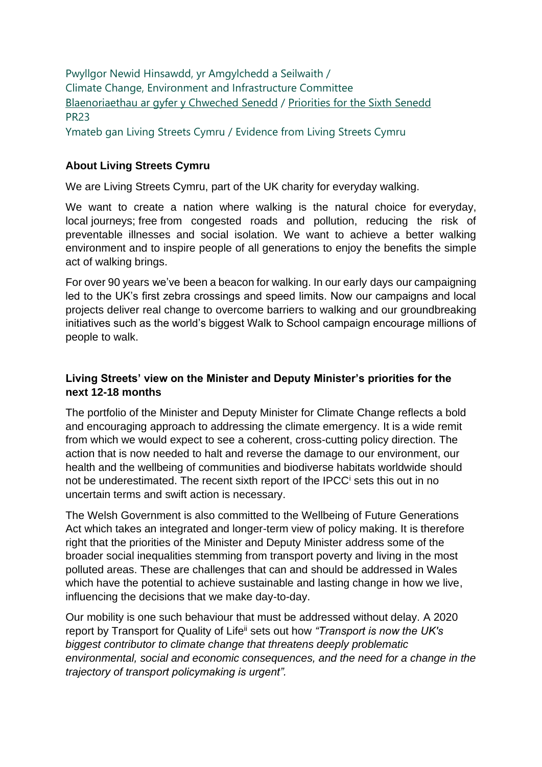Pwyllgor Newid Hinsawdd, yr Amgylchedd a Seilwaith /
Climate Change, Environment and Infrastructure Committee
Blaenoriaethau ar gyfer y Chweched Senedd / Priorities for the Sixth Senedd
PR23
Ymateb gan Living Streets Cymru / Evidence from Living Streets Cymru

**About Living Streets Cymru**

We are Living Streets Cymru, part of the UK charity for everyday walking.

We want to create a nation where walking is the natural choice for everyday, local journeys; free from congested roads and pollution, reducing the risk of preventable illnesses and social isolation. We want to achieve a better walking environment and to inspire people of all generations to enjoy the benefits the simple act of walking brings.

For over 90 years we've been a beacon for walking. In our early days our campaigning led to the UK's first zebra crossings and speed limits. Now our campaigns and local projects deliver real change to overcome barriers to walking and our groundbreaking initiatives such as the world's biggest Walk to School campaign encourage millions of people to walk.

**Living Streets' view on the Minister and Deputy Minister's priorities for the next 12-18 months**

The portfolio of the Minister and Deputy Minister for Climate Change reflects a bold and encouraging approach to addressing the climate emergency. It is a wide remit from which we would expect to see a coherent, cross-cutting policy direction. The action that is now needed to halt and reverse the damage to our environment, our health and the wellbeing of communities and biodiverse habitats worldwide should not be underestimated. The recent sixth report of the IPCC[i] sets this out in no uncertain terms and swift action is necessary.

The Welsh Government is also committed to the Wellbeing of Future Generations Act which takes an integrated and longer-term view of policy making. It is therefore right that the priorities of the Minister and Deputy Minister address some of the broader social inequalities stemming from transport poverty and living in the most polluted areas. These are challenges that can and should be addressed in Wales which have the potential to achieve sustainable and lasting change in how we live, influencing the decisions that we make day-to-day.

Our mobility is one such behaviour that must be addressed without delay. A 2020 report by Transport for Quality of Life[ii] sets out how *"Transport is now the UK's biggest contributor to climate change that threatens deeply problematic environmental, social and economic consequences, and the need for a change in the trajectory of transport policymaking is urgent".*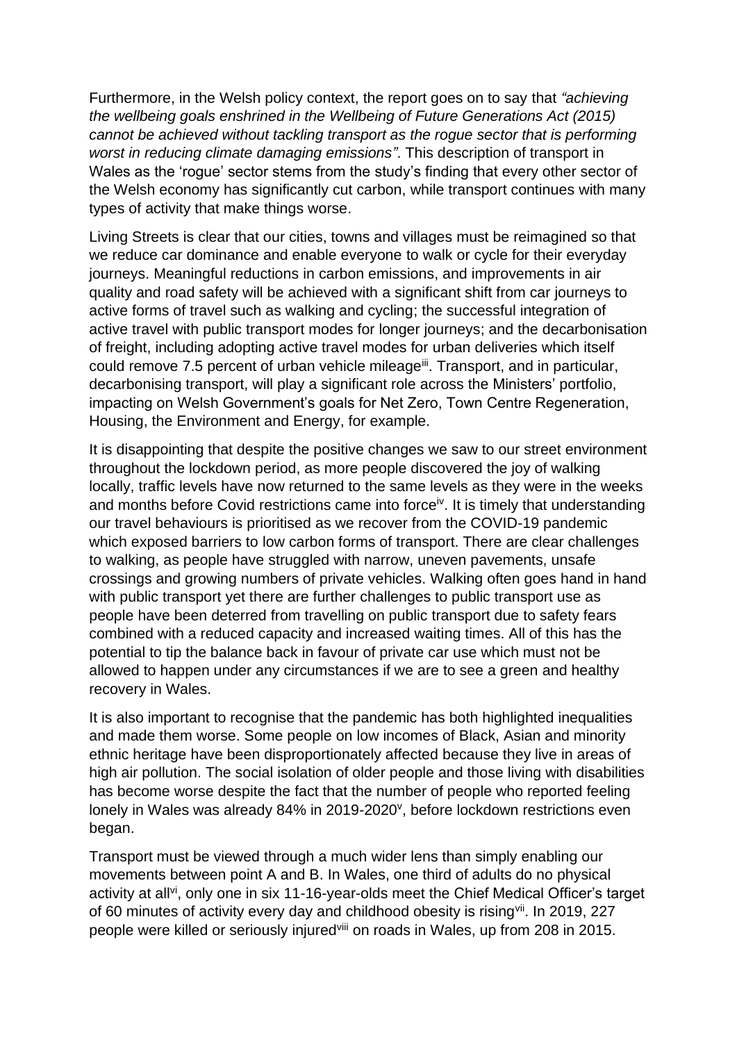Furthermore, in the Welsh policy context, the report goes on to say that *"achieving the wellbeing goals enshrined in the Wellbeing of Future Generations Act (2015) cannot be achieved without tackling transport as the rogue sector that is performing worst in reducing climate damaging emissions"*. This description of transport in Wales as the 'rogue' sector stems from the study's finding that every other sector of the Welsh economy has significantly cut carbon, while transport continues with many types of activity that make things worse.

Living Streets is clear that our cities, towns and villages must be reimagined so that we reduce car dominance and enable everyone to walk or cycle for their everyday journeys. Meaningful reductions in carbon emissions, and improvements in air quality and road safety will be achieved with a significant shift from car journeys to active forms of travel such as walking and cycling; the successful integration of active travel with public transport modes for longer journeys; and the decarbonisation of freight, including adopting active travel modes for urban deliveries which itself could remove 7.5 percent of urban vehicle mileage[iii]. Transport, and in particular, decarbonising transport, will play a significant role across the Ministers' portfolio, impacting on Welsh Government's goals for Net Zero, Town Centre Regeneration, Housing, the Environment and Energy, for example.

It is disappointing that despite the positive changes we saw to our street environment throughout the lockdown period, as more people discovered the joy of walking locally, traffic levels have now returned to the same levels as they were in the weeks and months before Covid restrictions came into force[iv]. It is timely that understanding our travel behaviours is prioritised as we recover from the COVID-19 pandemic which exposed barriers to low carbon forms of transport. There are clear challenges to walking, as people have struggled with narrow, uneven pavements, unsafe crossings and growing numbers of private vehicles. Walking often goes hand in hand with public transport yet there are further challenges to public transport use as people have been deterred from travelling on public transport due to safety fears combined with a reduced capacity and increased waiting times. All of this has the potential to tip the balance back in favour of private car use which must not be allowed to happen under any circumstances if we are to see a green and healthy recovery in Wales.

It is also important to recognise that the pandemic has both highlighted inequalities and made them worse. Some people on low incomes of Black, Asian and minority ethnic heritage have been disproportionately affected because they live in areas of high air pollution. The social isolation of older people and those living with disabilities has become worse despite the fact that the number of people who reported feeling lonely in Wales was already 84% in 2019-2020[v], before lockdown restrictions even began.

Transport must be viewed through a much wider lens than simply enabling our movements between point A and B. In Wales, one third of adults do no physical activity at all[vi], only one in six 11-16-year-olds meet the Chief Medical Officer's target of 60 minutes of activity every day and childhood obesity is rising[vii]. In 2019, 227 people were killed or seriously injured[viii] on roads in Wales, up from 208 in 2015.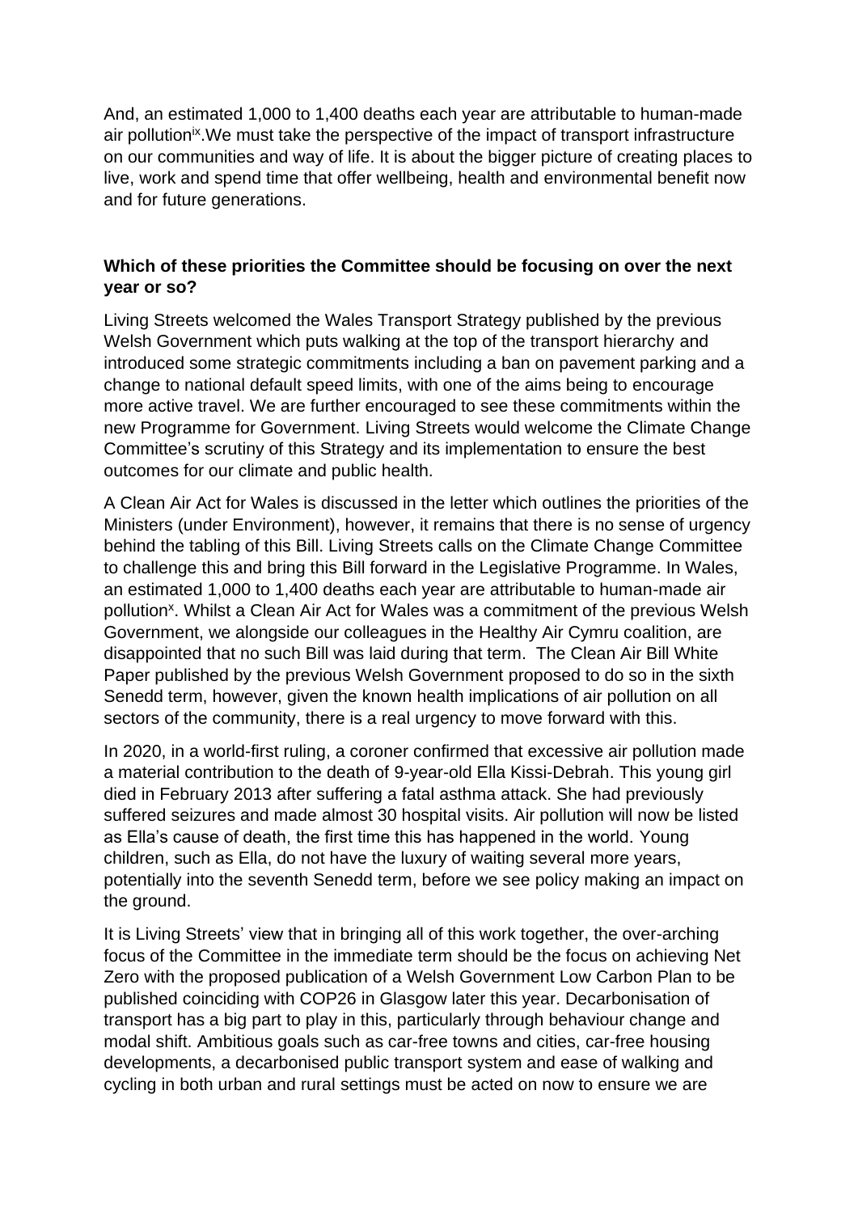And, an estimated 1,000 to 1,400 deaths each year are attributable to human-made air pollution[ix].We must take the perspective of the impact of transport infrastructure on our communities and way of life. It is about the bigger picture of creating places to live, work and spend time that offer wellbeing, health and environmental benefit now and for future generations.

**Which of these priorities the Committee should be focusing on over the next year or so?**

Living Streets welcomed the Wales Transport Strategy published by the previous Welsh Government which puts walking at the top of the transport hierarchy and introduced some strategic commitments including a ban on pavement parking and a change to national default speed limits, with one of the aims being to encourage more active travel. We are further encouraged to see these commitments within the new Programme for Government. Living Streets would welcome the Climate Change Committee's scrutiny of this Strategy and its implementation to ensure the best outcomes for our climate and public health.

A Clean Air Act for Wales is discussed in the letter which outlines the priorities of the Ministers (under Environment), however, it remains that there is no sense of urgency behind the tabling of this Bill. Living Streets calls on the Climate Change Committee to challenge this and bring this Bill forward in the Legislative Programme. In Wales, an estimated 1,000 to 1,400 deaths each year are attributable to human-made air pollution[x]. Whilst a Clean Air Act for Wales was a commitment of the previous Welsh Government, we alongside our colleagues in the Healthy Air Cymru coalition, are disappointed that no such Bill was laid during that term. The Clean Air Bill White Paper published by the previous Welsh Government proposed to do so in the sixth Senedd term, however, given the known health implications of air pollution on all sectors of the community, there is a real urgency to move forward with this.

In 2020, in a world-first ruling, a coroner confirmed that excessive air pollution made a material contribution to the death of 9-year-old Ella Kissi-Debrah. This young girl died in February 2013 after suffering a fatal asthma attack. She had previously suffered seizures and made almost 30 hospital visits. Air pollution will now be listed as Ella's cause of death, the first time this has happened in the world. Young children, such as Ella, do not have the luxury of waiting several more years, potentially into the seventh Senedd term, before we see policy making an impact on the ground.

It is Living Streets' view that in bringing all of this work together, the over-arching focus of the Committee in the immediate term should be the focus on achieving Net Zero with the proposed publication of a Welsh Government Low Carbon Plan to be published coinciding with COP26 in Glasgow later this year. Decarbonisation of transport has a big part to play in this, particularly through behaviour change and modal shift. Ambitious goals such as car-free towns and cities, car-free housing developments, a decarbonised public transport system and ease of walking and cycling in both urban and rural settings must be acted on now to ensure we are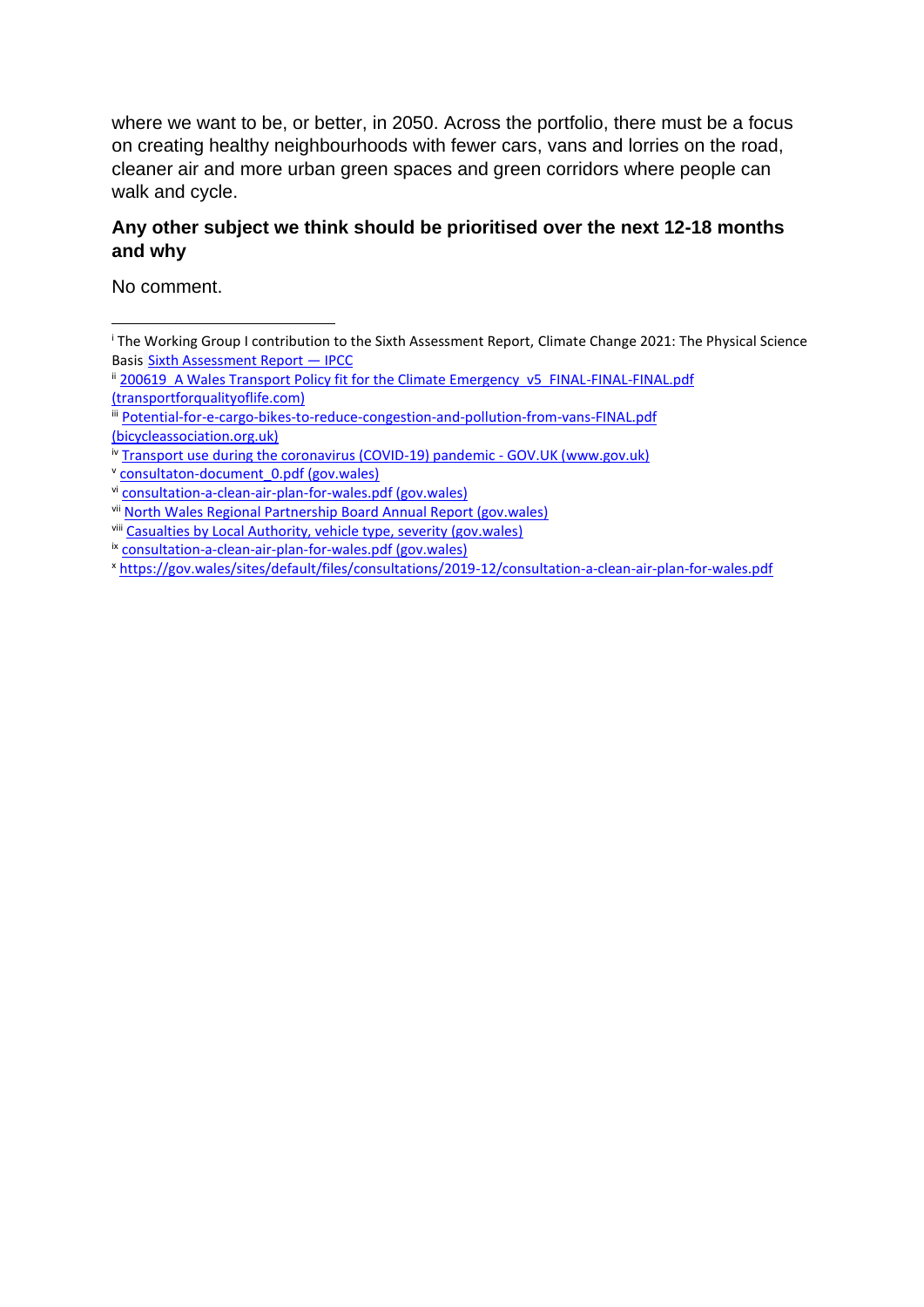where we want to be, or better, in 2050. Across the portfolio, there must be a focus on creating healthy neighbourhoods with fewer cars, vans and lorries on the road, cleaner air and more urban green spaces and green corridors where people can walk and cycle.

### Any other subject we think should be prioritised over the next 12-18 months and why

No comment.

---

[i] The Working Group I contribution to the Sixth Assessment Report, Climate Change 2021: The Physical Science Basis Sixth Assessment Report — IPCC

[ii] 200619_A Wales Transport Policy fit for the Climate Emergency_v5_FINAL-FINAL-FINAL.pdf (transportforqualityoflife.com)

[iii] Potential-for-e-cargo-bikes-to-reduce-congestion-and-pollution-from-vans-FINAL.pdf (bicycleassociation.org.uk)

[iv] Transport use during the coronavirus (COVID-19) pandemic - GOV.UK (www.gov.uk)

[v] consultaton-document_0.pdf (gov.wales)

[vi] consultation-a-clean-air-plan-for-wales.pdf (gov.wales)

[vii] North Wales Regional Partnership Board Annual Report (gov.wales)

[viii] Casualties by Local Authority, vehicle type, severity (gov.wales)

[ix] consultation-a-clean-air-plan-for-wales.pdf (gov.wales)

[x] https://gov.wales/sites/default/files/consultations/2019-12/consultation-a-clean-air-plan-for-wales.pdf